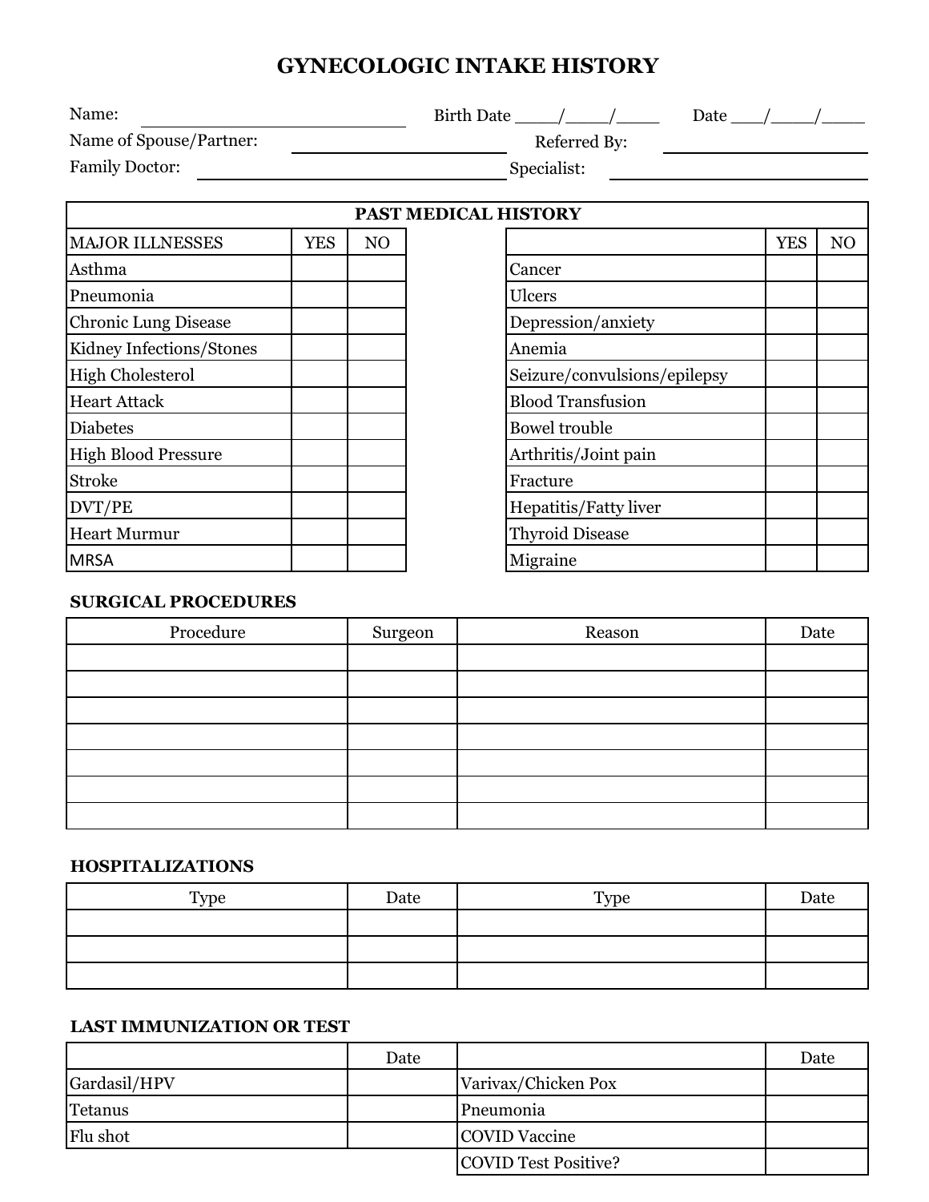# GYNECOLOGIC INTAKE HISTORY

Name: ______________________________ Birth Date ____/____/____ Date ___/____/____

Name of Spouse/Partner: ______________________ Referred By: ______________________

Family Doctor: ______________________________ Specialist: ______________________

## PAST MEDICAL HISTORY

| MAJOR ILLNESSES | YES | NO | | YES | NO |
|---|---|---|---|---|---|
| Asthma | | | Cancer | | |
| Pneumonia | | | Ulcers | | |
| Chronic Lung Disease | | | Depression/anxiety | | |
| Kidney Infections/Stones | | | Anemia | | |
| High Cholesterol | | | Seizure/convulsions/epilepsy | | |
| Heart Attack | | | Blood Transfusion | | |
| Diabetes | | | Bowel trouble | | |
| High Blood Pressure | | | Arthritis/Joint pain | | |
| Stroke | | | Fracture | | |
| DVT/PE | | | Hepatitis/Fatty liver | | |
| Heart Murmur | | | Thyroid Disease | | |
| MRSA | | | Migraine | | |

## SURGICAL PROCEDURES

| Procedure | Surgeon | Reason | Date |
|---|---|---|---|
| | | | |
| | | | |
| | | | |
| | | | |
| | | | |
| | | | |
| | | | |

## HOSPITALIZATIONS

| Type | Date | Type | Date |
|---|---|---|---|
| | | | |
| | | | |
| | | | |

## LAST IMMUNIZATION OR TEST

| | Date | | Date |
|---|---|---|---|
| Gardasil/HPV | | Varivax/Chicken Pox | |
| Tetanus | | Pneumonia | |
| Flu shot | | COVID Vaccine | |
| | | COVID Test Positive? | |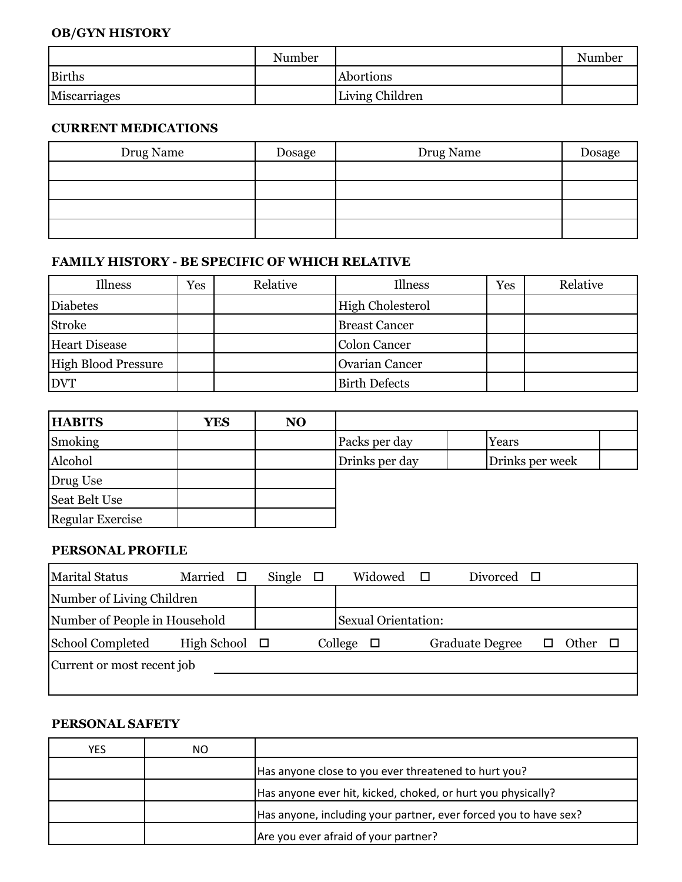### OB/GYN HISTORY

| | Number | | Number |
|---|---|---|---|
| Births | | Abortions | |
| Miscarriages | | Living Children | |

### CURRENT MEDICATIONS

| Drug Name | Dosage | Drug Name | Dosage |
|---|---|---|---|
| | | | |
| | | | |
| | | | |
| | | | |

### FAMILY HISTORY - BE SPECIFIC OF WHICH RELATIVE

| Illness | Yes | Relative | Illness | Yes | Relative |
|---|---|---|---|---|---|
| Diabetes | | | High Cholesterol | | |
| Stroke | | | Breast Cancer | | |
| Heart Disease | | | Colon Cancer | | |
| High Blood Pressure | | | Ovarian Cancer | | |
| DVT | | | Birth Defects | | |

| **HABITS** | **YES** | **NO** | | | | |
|---|---|---|---|---|---|---|
| Smoking | | | Packs per day | | Years | |
| Alcohol | | | Drinks per day | | Drinks per week | |
| Drug Use | | | | | | |
| Seat Belt Use | | | | | | |
| Regular Exercise | | | | | | |

### PERSONAL PROFILE

| | | |
|---|---|---|
| Marital Status  Married ☐  Single ☐  Widowed ☐  Divorced ☐ | | |
| Number of Living Children | | |
| Number of People in Household | | Sexual Orientation: |
| School Completed  High School ☐  College ☐  Graduate Degree ☐  Other ☐ | | |
| Current or most recent job | | |
| | | |

### PERSONAL SAFETY

| YES | NO | |
|---|---|---|
| | | Has anyone close to you ever threatened to hurt you? |
| | | Has anyone ever hit, kicked, choked, or hurt you physically? |
| | | Has anyone, including your partner, ever forced you to have sex? |
| | | Are you ever afraid of your partner? |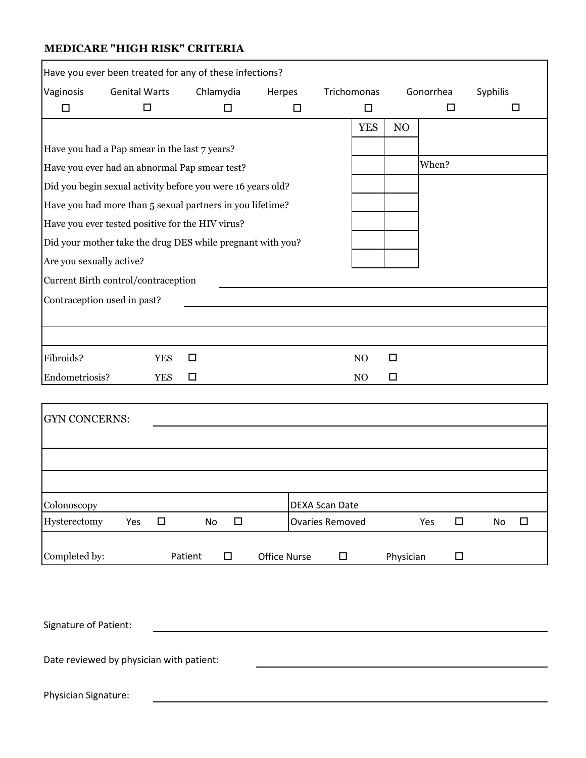## MEDICARE "HIGH RISK" CRITERIA

Have you ever been treated for any of these infections?

| Vaginosis | Genital Warts | Chlamydia | Herpes | Trichomonas | Gonorrhea | Syphilis |
|---|---|---|---|---|---|---|
| ☐ | ☐ | ☐ | ☐ | ☐ | ☐ | ☐ |

| | YES | NO | |
|---|---|---|---|
| Have you had a Pap smear in the last 7 years? | | | |
| Have you ever had an abnormal Pap smear test? | | | When? |
| Did you begin sexual activity before you were 16 years old? | | | |
| Have you had more than 5 sexual partners in you lifetime? | | | |
| Have you ever tested positive for the HIV virus? | | | |
| Did your mother take the drug DES while pregnant with you? | | | |
| Are you sexually active? | | | |

Current Birth control/contraception ______________________________

Contraception used in past? ______________________________

| | | | | |
|---|---|---|---|---|
| Fibroids? | YES | ☐ | NO | ☐ |
| Endometriosis? | YES | ☐ | NO | ☐ |

GYN CONCERNS: ______________________________

| | |
|---|---|
| Colonoscopy | DEXA Scan Date |
| Hysterectomy Yes ☐ No ☐ | Ovaries Removed Yes ☐ No ☐ |

Completed by: Patient ☐ Office Nurse ☐ Physician ☐

Signature of Patient: ______________________________

Date reviewed by physician with patient: ______________________________

Physician Signature: ______________________________